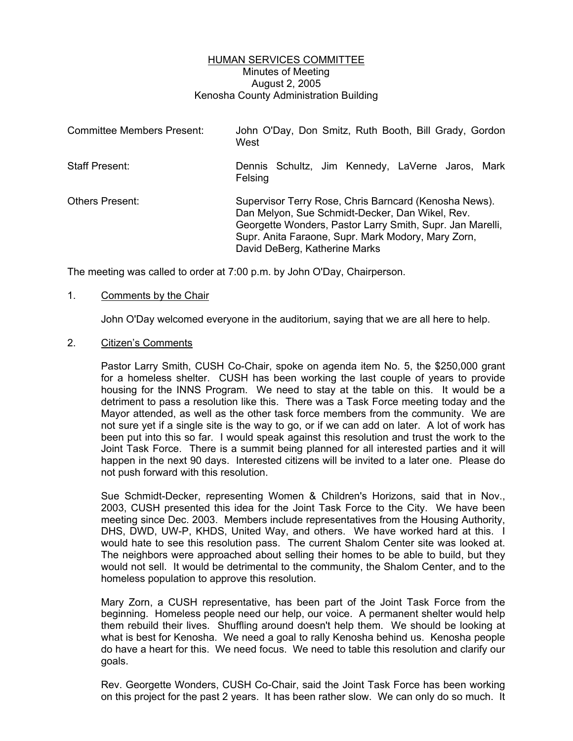# HUMAN SERVICES COMMITTEE

Minutes of Meeting
August 2, 2005
Kenosha County Administration Building

| | |
|---|---|
| Committee Members Present: | John O'Day, Don Smitz, Ruth Booth, Bill Grady, Gordon West |
| Staff Present: | Dennis Schultz, Jim Kennedy, LaVerne Jaros, Mark Felsing |
| Others Present: | Supervisor Terry Rose, Chris Barncard (Kenosha News). Dan Melyon, Sue Schmidt-Decker, Dan Wikel, Rev. Georgette Wonders, Pastor Larry Smith, Supr. Jan Marelli, Supr. Anita Faraone, Supr. Mark Modory, Mary Zorn, David DeBerg, Katherine Marks |

The meeting was called to order at 7:00 p.m. by John O'Day, Chairperson.

1. Comments by the Chair

   John O'Day welcomed everyone in the auditorium, saying that we are all here to help.

2. Citizen's Comments

   Pastor Larry Smith, CUSH Co-Chair, spoke on agenda item No. 5, the $250,000 grant for a homeless shelter. CUSH has been working the last couple of years to provide housing for the INNS Program. We need to stay at the table on this. It would be a detriment to pass a resolution like this. There was a Task Force meeting today and the Mayor attended, as well as the other task force members from the community. We are not sure yet if a single site is the way to go, or if we can add on later. A lot of work has been put into this so far. I would speak against this resolution and trust the work to the Joint Task Force. There is a summit being planned for all interested parties and it will happen in the next 90 days. Interested citizens will be invited to a later one. Please do not push forward with this resolution.

   Sue Schmidt-Decker, representing Women & Children's Horizons, said that in Nov., 2003, CUSH presented this idea for the Joint Task Force to the City. We have been meeting since Dec. 2003. Members include representatives from the Housing Authority, DHS, DWD, UW-P, KHDS, United Way, and others. We have worked hard at this. I would hate to see this resolution pass. The current Shalom Center site was looked at. The neighbors were approached about selling their homes to be able to build, but they would not sell. It would be detrimental to the community, the Shalom Center, and to the homeless population to approve this resolution.

   Mary Zorn, a CUSH representative, has been part of the Joint Task Force from the beginning. Homeless people need our help, our voice. A permanent shelter would help them rebuild their lives. Shuffling around doesn't help them. We should be looking at what is best for Kenosha. We need a goal to rally Kenosha behind us. Kenosha people do have a heart for this. We need focus. We need to table this resolution and clarify our goals.

   Rev. Georgette Wonders, CUSH Co-Chair, said the Joint Task Force has been working on this project for the past 2 years. It has been rather slow. We can only do so much. It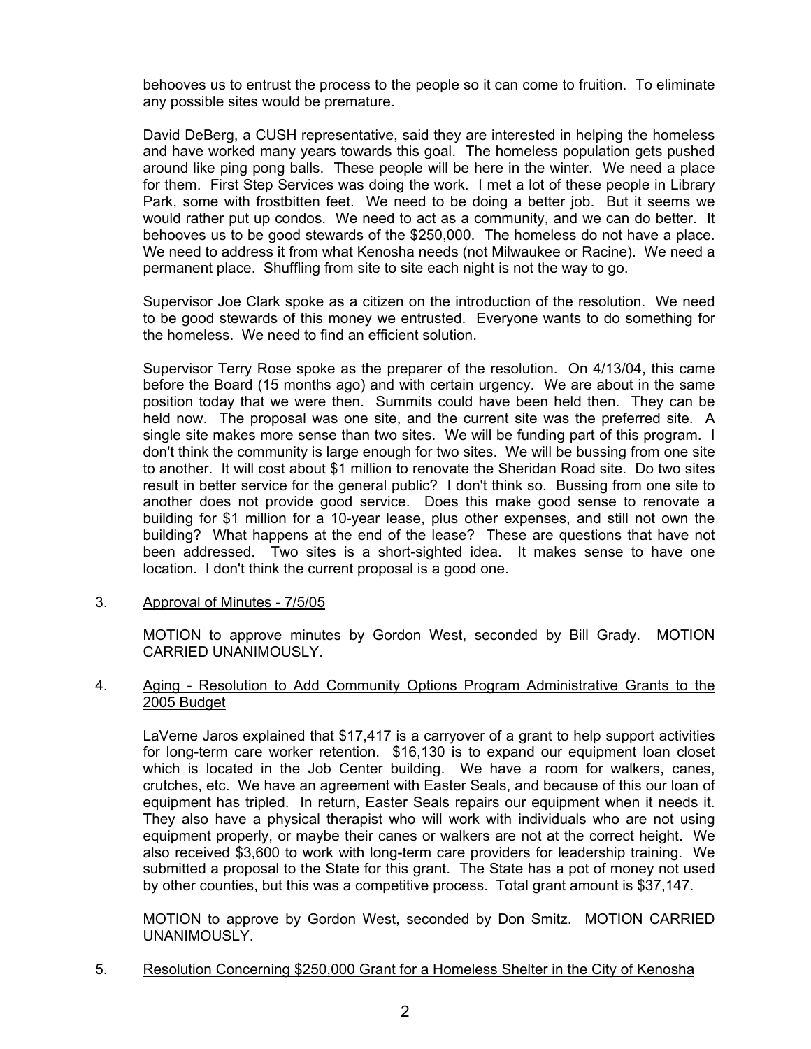behooves us to entrust the process to the people so it can come to fruition. To eliminate any possible sites would be premature.

David DeBerg, a CUSH representative, said they are interested in helping the homeless and have worked many years towards this goal. The homeless population gets pushed around like ping pong balls. These people will be here in the winter. We need a place for them. First Step Services was doing the work. I met a lot of these people in Library Park, some with frostbitten feet. We need to be doing a better job. But it seems we would rather put up condos. We need to act as a community, and we can do better. It behooves us to be good stewards of the $250,000. The homeless do not have a place. We need to address it from what Kenosha needs (not Milwaukee or Racine). We need a permanent place. Shuffling from site to site each night is not the way to go.

Supervisor Joe Clark spoke as a citizen on the introduction of the resolution. We need to be good stewards of this money we entrusted. Everyone wants to do something for the homeless. We need to find an efficient solution.

Supervisor Terry Rose spoke as the preparer of the resolution. On 4/13/04, this came before the Board (15 months ago) and with certain urgency. We are about in the same position today that we were then. Summits could have been held then. They can be held now. The proposal was one site, and the current site was the preferred site. A single site makes more sense than two sites. We will be funding part of this program. I don't think the community is large enough for two sites. We will be bussing from one site to another. It will cost about $1 million to renovate the Sheridan Road site. Do two sites result in better service for the general public? I don't think so. Bussing from one site to another does not provide good service. Does this make good sense to renovate a building for $1 million for a 10-year lease, plus other expenses, and still not own the building? What happens at the end of the lease? These are questions that have not been addressed. Two sites is a short-sighted idea. It makes sense to have one location. I don't think the current proposal is a good one.

3. Approval of Minutes - 7/5/05

   MOTION to approve minutes by Gordon West, seconded by Bill Grady. MOTION CARRIED UNANIMOUSLY.

4. Aging - Resolution to Add Community Options Program Administrative Grants to the 2005 Budget

   LaVerne Jaros explained that $17,417 is a carryover of a grant to help support activities for long-term care worker retention. $16,130 is to expand our equipment loan closet which is located in the Job Center building. We have a room for walkers, canes, crutches, etc. We have an agreement with Easter Seals, and because of this our loan of equipment has tripled. In return, Easter Seals repairs our equipment when it needs it. They also have a physical therapist who will work with individuals who are not using equipment properly, or maybe their canes or walkers are not at the correct height. We also received $3,600 to work with long-term care providers for leadership training. We submitted a proposal to the State for this grant. The State has a pot of money not used by other counties, but this was a competitive process. Total grant amount is $37,147.

   MOTION to approve by Gordon West, seconded by Don Smitz. MOTION CARRIED UNANIMOUSLY.

5. Resolution Concerning $250,000 Grant for a Homeless Shelter in the City of Kenosha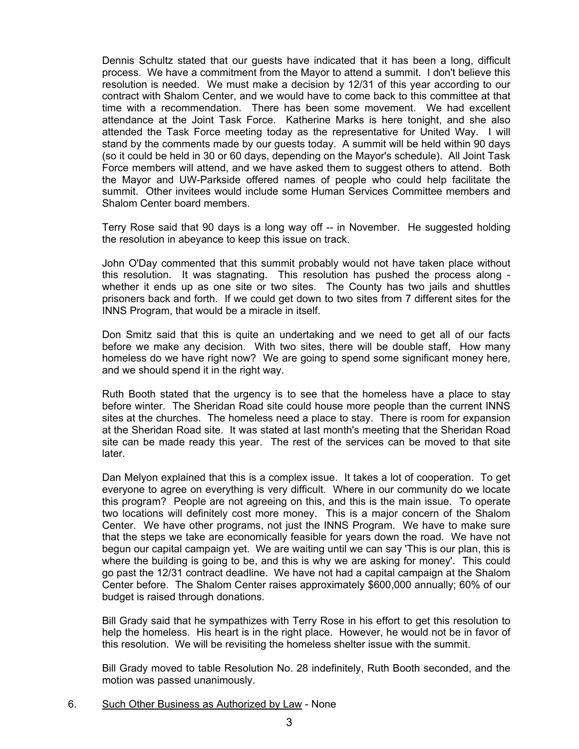Dennis Schultz stated that our guests have indicated that it has been a long, difficult process. We have a commitment from the Mayor to attend a summit. I don't believe this resolution is needed. We must make a decision by 12/31 of this year according to our contract with Shalom Center, and we would have to come back to this committee at that time with a recommendation. There has been some movement. We had excellent attendance at the Joint Task Force. Katherine Marks is here tonight, and she also attended the Task Force meeting today as the representative for United Way. I will stand by the comments made by our guests today. A summit will be held within 90 days (so it could be held in 30 or 60 days, depending on the Mayor's schedule). All Joint Task Force members will attend, and we have asked them to suggest others to attend. Both the Mayor and UW-Parkside offered names of people who could help facilitate the summit. Other invitees would include some Human Services Committee members and Shalom Center board members.

Terry Rose said that 90 days is a long way off -- in November. He suggested holding the resolution in abeyance to keep this issue on track.

John O'Day commented that this summit probably would not have taken place without this resolution. It was stagnating. This resolution has pushed the process along - whether it ends up as one site or two sites. The County has two jails and shuttles prisoners back and forth. If we could get down to two sites from 7 different sites for the INNS Program, that would be a miracle in itself.

Don Smitz said that this is quite an undertaking and we need to get all of our facts before we make any decision. With two sites, there will be double staff, How many homeless do we have right now? We are going to spend some significant money here, and we should spend it in the right way.

Ruth Booth stated that the urgency is to see that the homeless have a place to stay before winter. The Sheridan Road site could house more people than the current INNS sites at the churches. The homeless need a place to stay. There is room for expansion at the Sheridan Road site. It was stated at last month's meeting that the Sheridan Road site can be made ready this year. The rest of the services can be moved to that site later.

Dan Melyon explained that this is a complex issue. It takes a lot of cooperation. To get everyone to agree on everything is very difficult. Where in our community do we locate this program? People are not agreeing on this, and this is the main issue. To operate two locations will definitely cost more money. This is a major concern of the Shalom Center. We have other programs, not just the INNS Program. We have to make sure that the steps we take are economically feasible for years down the road. We have not begun our capital campaign yet. We are waiting until we can say 'This is our plan, this is where the building is going to be, and this is why we are asking for money'. This could go past the 12/31 contract deadline. We have not had a capital campaign at the Shalom Center before. The Shalom Center raises approximately $600,000 annually; 60% of our budget is raised through donations.

Bill Grady said that he sympathizes with Terry Rose in his effort to get this resolution to help the homeless. His heart is in the right place. However, he would not be in favor of this resolution. We will be revisiting the homeless shelter issue with the summit.

Bill Grady moved to table Resolution No. 28 indefinitely, Ruth Booth seconded, and the motion was passed unanimously.

6. Such Other Business as Authorized by Law - None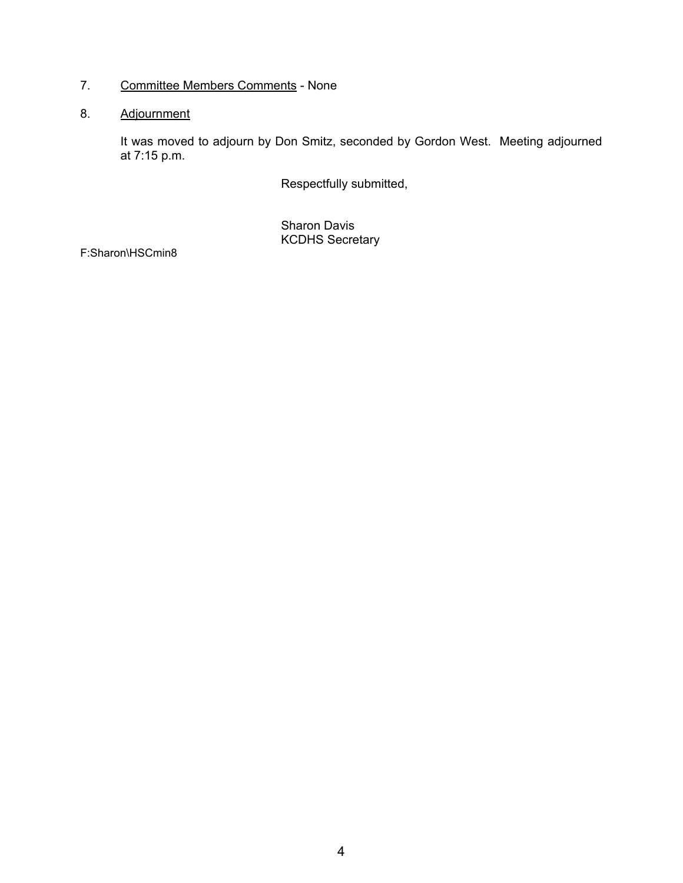7. <u>Committee Members Comments</u> - None

8. <u>Adjournment</u>

   It was moved to adjourn by Don Smitz, seconded by Gordon West. Meeting adjourned at 7:15 p.m.

Respectfully submitted,

Sharon Davis
KCDHS Secretary

F:Sharon\HSCmin8